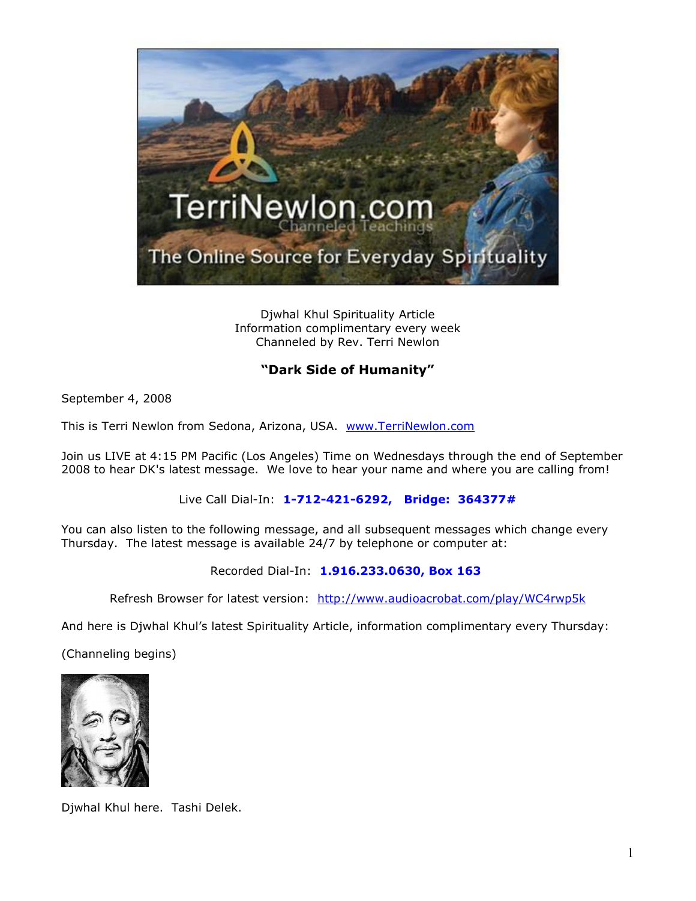Djwhal Khul Spirituality Article
Information complimentary every week
Channeled by Rev. Terri Newlon

## "Dark Side of Humanity"

September 4, 2008

This is Terri Newlon from Sedona, Arizona, USA. www.TerriNewlon.com

Join us LIVE at 4:15 PM Pacific (Los Angeles) Time on Wednesdays through the end of September 2008 to hear DK's latest message. We love to hear your name and where you are calling from!

Live Call Dial-In: **1-712-421-6292, Bridge: 364377#**

You can also listen to the following message, and all subsequent messages which change every Thursday. The latest message is available 24/7 by telephone or computer at:

Recorded Dial-In: **1.916.233.0630, Box 163**

Refresh Browser for latest version: http://www.audioacrobat.com/play/WC4rwp5k

And here is Djwhal Khul's latest Spirituality Article, information complimentary every Thursday:

(Channeling begins)

Djwhal Khul here. Tashi Delek.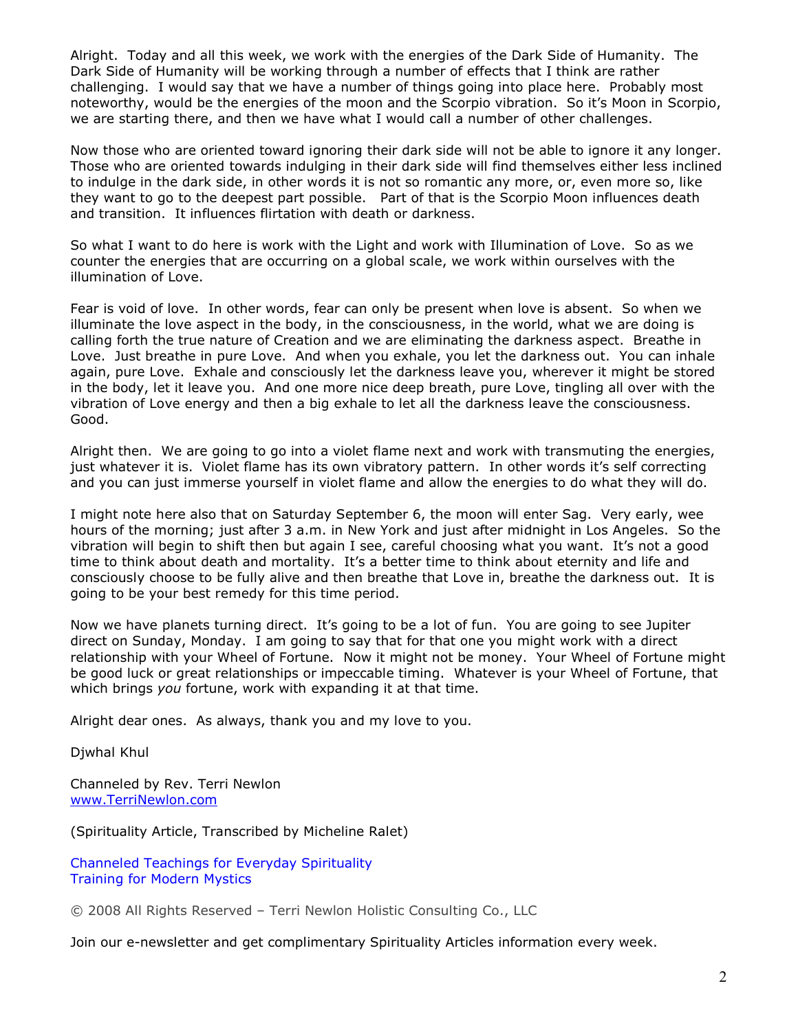Alright. Today and all this week, we work with the energies of the Dark Side of Humanity. The Dark Side of Humanity will be working through a number of effects that I think are rather challenging. I would say that we have a number of things going into place here. Probably most noteworthy, would be the energies of the moon and the Scorpio vibration. So it's Moon in Scorpio, we are starting there, and then we have what I would call a number of other challenges.

Now those who are oriented toward ignoring their dark side will not be able to ignore it any longer. Those who are oriented towards indulging in their dark side will find themselves either less inclined to indulge in the dark side, in other words it is not so romantic any more, or, even more so, like they want to go to the deepest part possible. Part of that is the Scorpio Moon influences death and transition. It influences flirtation with death or darkness.

So what I want to do here is work with the Light and work with Illumination of Love. So as we counter the energies that are occurring on a global scale, we work within ourselves with the illumination of Love.

Fear is void of love. In other words, fear can only be present when love is absent. So when we illuminate the love aspect in the body, in the consciousness, in the world, what we are doing is calling forth the true nature of Creation and we are eliminating the darkness aspect. Breathe in Love. Just breathe in pure Love. And when you exhale, you let the darkness out. You can inhale again, pure Love. Exhale and consciously let the darkness leave you, wherever it might be stored in the body, let it leave you. And one more nice deep breath, pure Love, tingling all over with the vibration of Love energy and then a big exhale to let all the darkness leave the consciousness. Good.

Alright then. We are going to go into a violet flame next and work with transmuting the energies, just whatever it is. Violet flame has its own vibratory pattern. In other words it's self correcting and you can just immerse yourself in violet flame and allow the energies to do what they will do.

I might note here also that on Saturday September 6, the moon will enter Sag. Very early, wee hours of the morning; just after 3 a.m. in New York and just after midnight in Los Angeles. So the vibration will begin to shift then but again I see, careful choosing what you want. It's not a good time to think about death and mortality. It's a better time to think about eternity and life and consciously choose to be fully alive and then breathe that Love in, breathe the darkness out. It is going to be your best remedy for this time period.

Now we have planets turning direct. It's going to be a lot of fun. You are going to see Jupiter direct on Sunday, Monday. I am going to say that for that one you might work with a direct relationship with your Wheel of Fortune. Now it might not be money. Your Wheel of Fortune might be good luck or great relationships or impeccable timing. Whatever is your Wheel of Fortune, that which brings *you* fortune, work with expanding it at that time.

Alright dear ones. As always, thank you and my love to you.

Djwhal Khul

Channeled by Rev. Terri Newlon
[www.TerriNewlon.com](http://www.TerriNewlon.com)

(Spirituality Article, Transcribed by Micheline Ralet)

Channeled Teachings for Everyday Spirituality
Training for Modern Mystics

© 2008 All Rights Reserved – Terri Newlon Holistic Consulting Co., LLC

Join our e-newsletter and get complimentary Spirituality Articles information every week.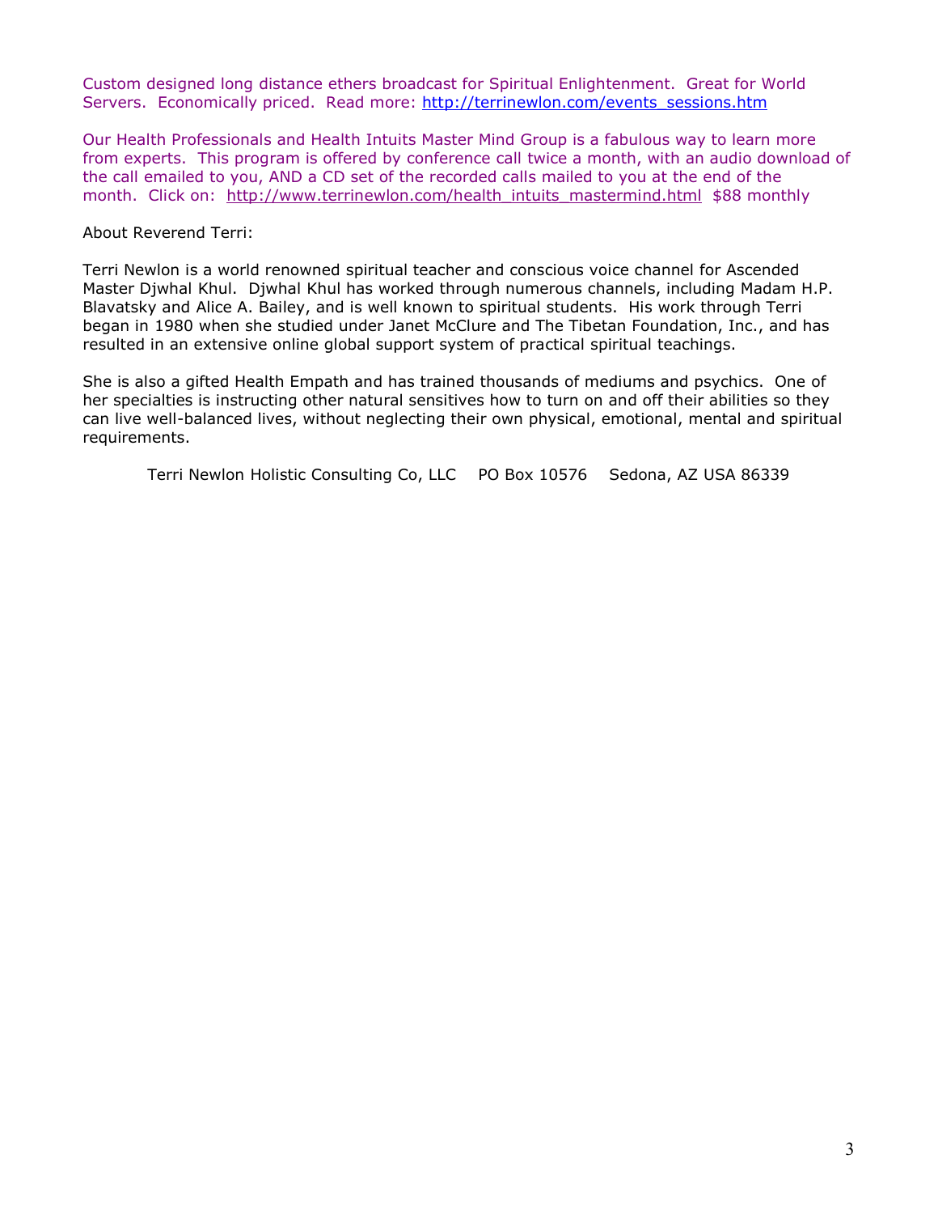Custom designed long distance ethers broadcast for Spiritual Enlightenment. Great for World Servers. Economically priced. Read more: http://terrinewlon.com/events_sessions.htm

Our Health Professionals and Health Intuits Master Mind Group is a fabulous way to learn more from experts. This program is offered by conference call twice a month, with an audio download of the call emailed to you, AND a CD set of the recorded calls mailed to you at the end of the month. Click on: http://www.terrinewlon.com/health_intuits_mastermind.html $88 monthly

About Reverend Terri:

Terri Newlon is a world renowned spiritual teacher and conscious voice channel for Ascended Master Djwhal Khul. Djwhal Khul has worked through numerous channels, including Madam H.P. Blavatsky and Alice A. Bailey, and is well known to spiritual students. His work through Terri began in 1980 when she studied under Janet McClure and The Tibetan Foundation, Inc., and has resulted in an extensive online global support system of practical spiritual teachings.

She is also a gifted Health Empath and has trained thousands of mediums and psychics. One of her specialties is instructing other natural sensitives how to turn on and off their abilities so they can live well-balanced lives, without neglecting their own physical, emotional, mental and spiritual requirements.

Terri Newlon Holistic Consulting Co, LLC PO Box 10576 Sedona, AZ USA 86339